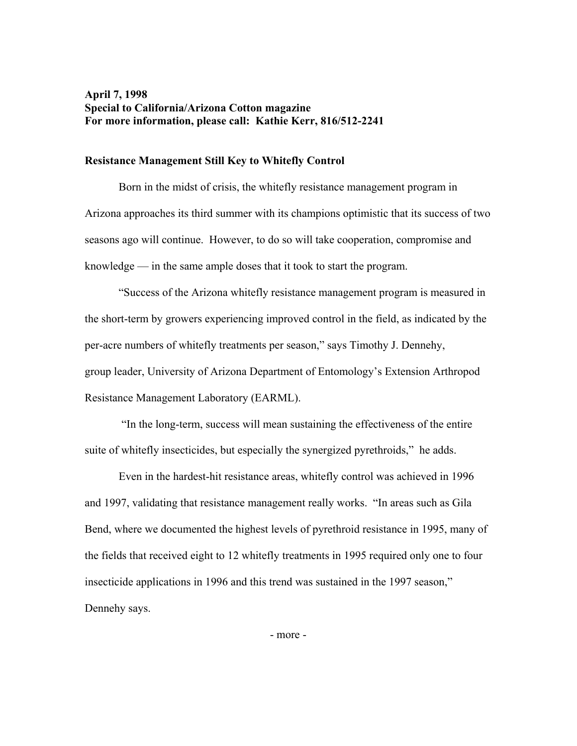**April 7, 1998**
**Special to California/Arizona Cotton magazine**
**For more information, please call: Kathie Kerr, 816/512-2241**

**Resistance Management Still Key to Whitefly Control**

Born in the midst of crisis, the whitefly resistance management program in Arizona approaches its third summer with its champions optimistic that its success of two seasons ago will continue. However, to do so will take cooperation, compromise and knowledge — in the same ample doses that it took to start the program.

"Success of the Arizona whitefly resistance management program is measured in the short-term by growers experiencing improved control in the field, as indicated by the per-acre numbers of whitefly treatments per season," says Timothy J. Dennehy, group leader, University of Arizona Department of Entomology's Extension Arthropod Resistance Management Laboratory (EARML).

"In the long-term, success will mean sustaining the effectiveness of the entire suite of whitefly insecticides, but especially the synergized pyrethroids," he adds.

Even in the hardest-hit resistance areas, whitefly control was achieved in 1996 and 1997, validating that resistance management really works. "In areas such as Gila Bend, where we documented the highest levels of pyrethroid resistance in 1995, many of the fields that received eight to 12 whitefly treatments in 1995 required only one to four insecticide applications in 1996 and this trend was sustained in the 1997 season," Dennehy says.

- more -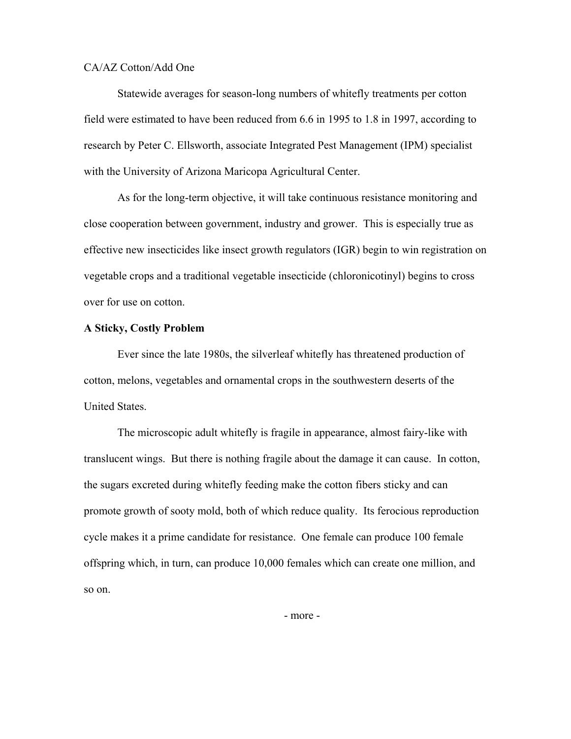CA/AZ Cotton/Add One

Statewide averages for season-long numbers of whitefly treatments per cotton field were estimated to have been reduced from 6.6 in 1995 to 1.8 in 1997, according to research by Peter C. Ellsworth, associate Integrated Pest Management (IPM) specialist with the University of Arizona Maricopa Agricultural Center.

As for the long-term objective, it will take continuous resistance monitoring and close cooperation between government, industry and grower. This is especially true as effective new insecticides like insect growth regulators (IGR) begin to win registration on vegetable crops and a traditional vegetable insecticide (chloronicotinyl) begins to cross over for use on cotton.

**A Sticky, Costly Problem**

Ever since the late 1980s, the silverleaf whitefly has threatened production of cotton, melons, vegetables and ornamental crops in the southwestern deserts of the United States.

The microscopic adult whitefly is fragile in appearance, almost fairy-like with translucent wings. But there is nothing fragile about the damage it can cause. In cotton, the sugars excreted during whitefly feeding make the cotton fibers sticky and can promote growth of sooty mold, both of which reduce quality. Its ferocious reproduction cycle makes it a prime candidate for resistance. One female can produce 100 female offspring which, in turn, can produce 10,000 females which can create one million, and so on.

\- more -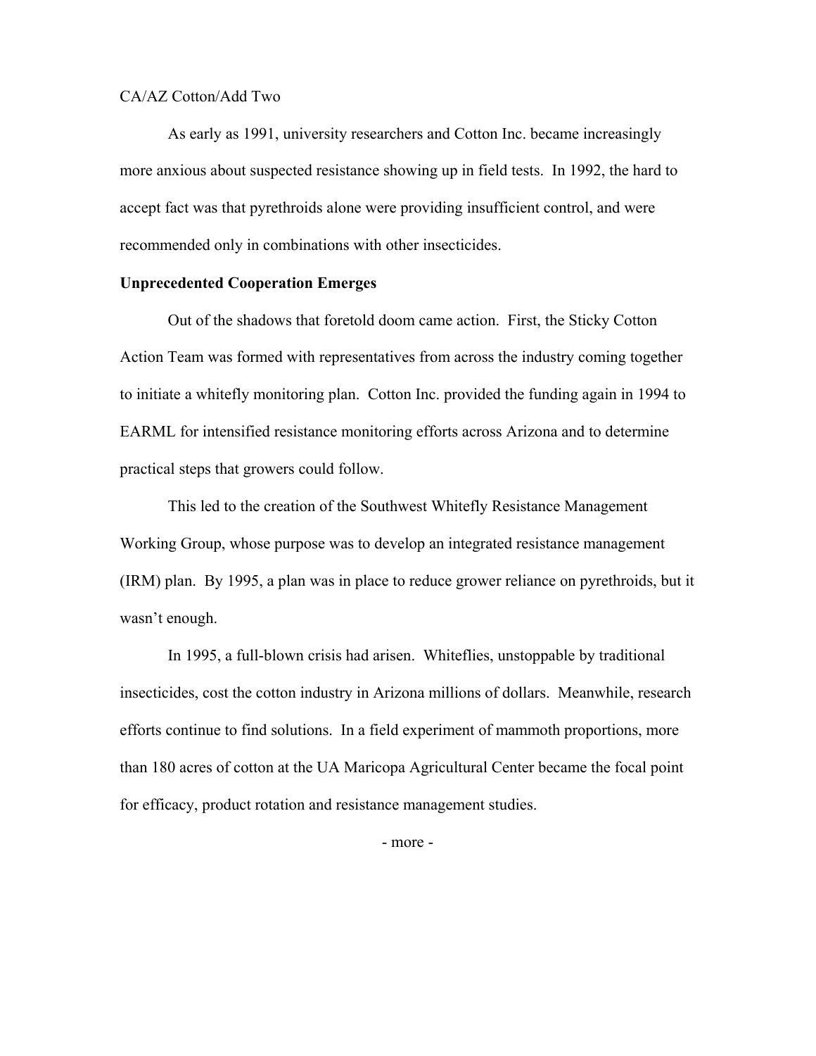CA/AZ Cotton/Add Two

As early as 1991, university researchers and Cotton Inc. became increasingly more anxious about suspected resistance showing up in field tests. In 1992, the hard to accept fact was that pyrethroids alone were providing insufficient control, and were recommended only in combinations with other insecticides.

**Unprecedented Cooperation Emerges**

Out of the shadows that foretold doom came action. First, the Sticky Cotton Action Team was formed with representatives from across the industry coming together to initiate a whitefly monitoring plan. Cotton Inc. provided the funding again in 1994 to EARML for intensified resistance monitoring efforts across Arizona and to determine practical steps that growers could follow.

This led to the creation of the Southwest Whitefly Resistance Management Working Group, whose purpose was to develop an integrated resistance management (IRM) plan. By 1995, a plan was in place to reduce grower reliance on pyrethroids, but it wasn't enough.

In 1995, a full-blown crisis had arisen. Whiteflies, unstoppable by traditional insecticides, cost the cotton industry in Arizona millions of dollars. Meanwhile, research efforts continue to find solutions. In a field experiment of mammoth proportions, more than 180 acres of cotton at the UA Maricopa Agricultural Center became the focal point for efficacy, product rotation and resistance management studies.

- more -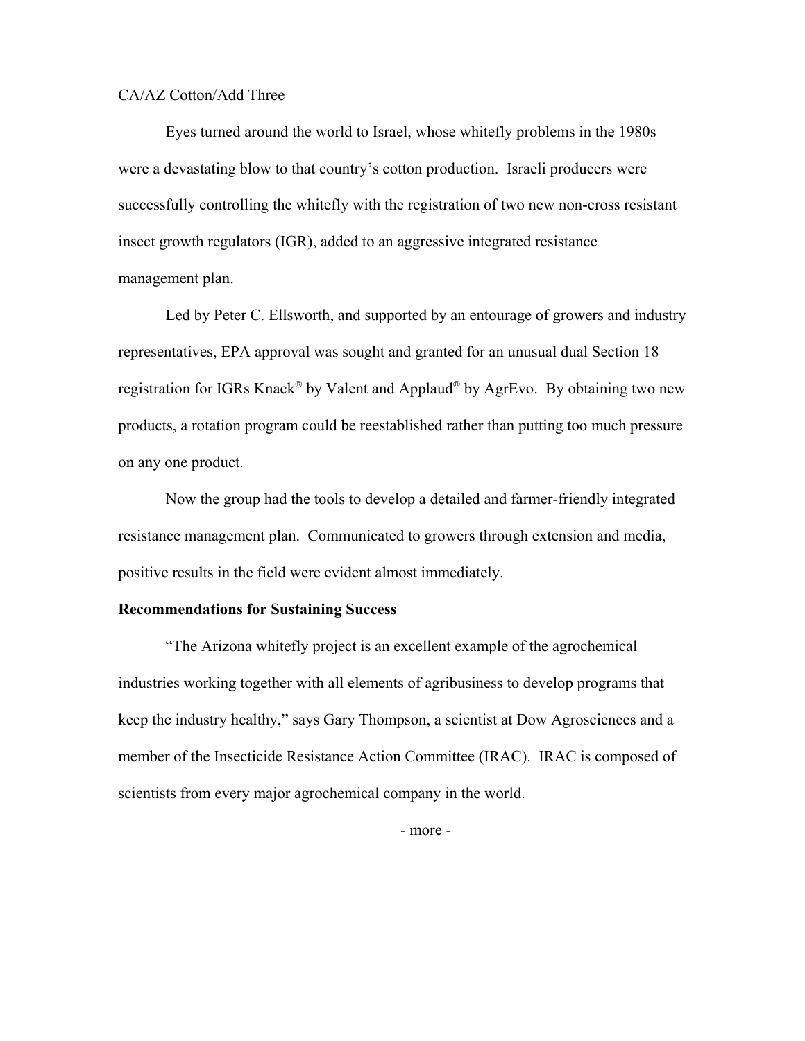CA/AZ Cotton/Add Three

Eyes turned around the world to Israel, whose whitefly problems in the 1980s were a devastating blow to that country's cotton production. Israeli producers were successfully controlling the whitefly with the registration of two new non-cross resistant insect growth regulators (IGR), added to an aggressive integrated resistance management plan.

Led by Peter C. Ellsworth, and supported by an entourage of growers and industry representatives, EPA approval was sought and granted for an unusual dual Section 18 registration for IGRs Knack® by Valent and Applaud® by AgrEvo. By obtaining two new products, a rotation program could be reestablished rather than putting too much pressure on any one product.

Now the group had the tools to develop a detailed and farmer-friendly integrated resistance management plan. Communicated to growers through extension and media, positive results in the field were evident almost immediately.

**Recommendations for Sustaining Success**

"The Arizona whitefly project is an excellent example of the agrochemical industries working together with all elements of agribusiness to develop programs that keep the industry healthy," says Gary Thompson, a scientist at Dow Agrosciences and a member of the Insecticide Resistance Action Committee (IRAC). IRAC is composed of scientists from every major agrochemical company in the world.

- more -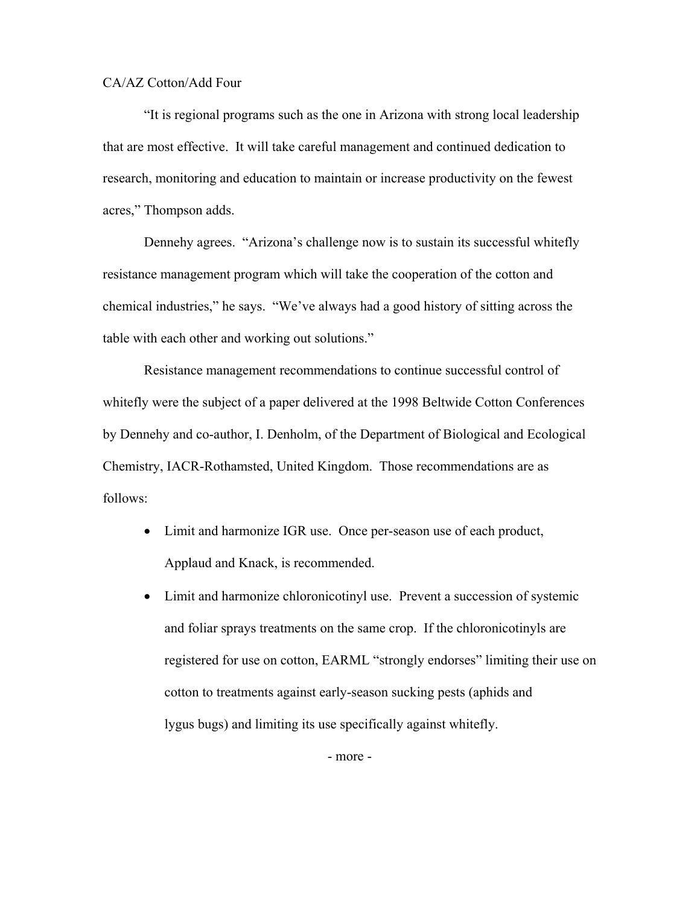"It is regional programs such as the one in Arizona with strong local leadership that are most effective. It will take careful management and continued dedication to research, monitoring and education to maintain or increase productivity on the fewest acres," Thompson adds.

Dennehy agrees. "Arizona's challenge now is to sustain its successful whitefly resistance management program which will take the cooperation of the cotton and chemical industries," he says. "We've always had a good history of sitting across the table with each other and working out solutions."

Resistance management recommendations to continue successful control of whitefly were the subject of a paper delivered at the 1998 Beltwide Cotton Conferences by Dennehy and co-author, I. Denholm, of the Department of Biological and Ecological Chemistry, IACR-Rothamsted, United Kingdom. Those recommendations are as follows:

- Limit and harmonize IGR use. Once per-season use of each product, Applaud and Knack, is recommended.
- Limit and harmonize chloronicotinyl use. Prevent a succession of systemic and foliar sprays treatments on the same crop. If the chloronicotinyls are registered for use on cotton, EARML "strongly endorses" limiting their use on cotton to treatments against early-season sucking pests (aphids and lygus bugs) and limiting its use specifically against whitefly.

- more -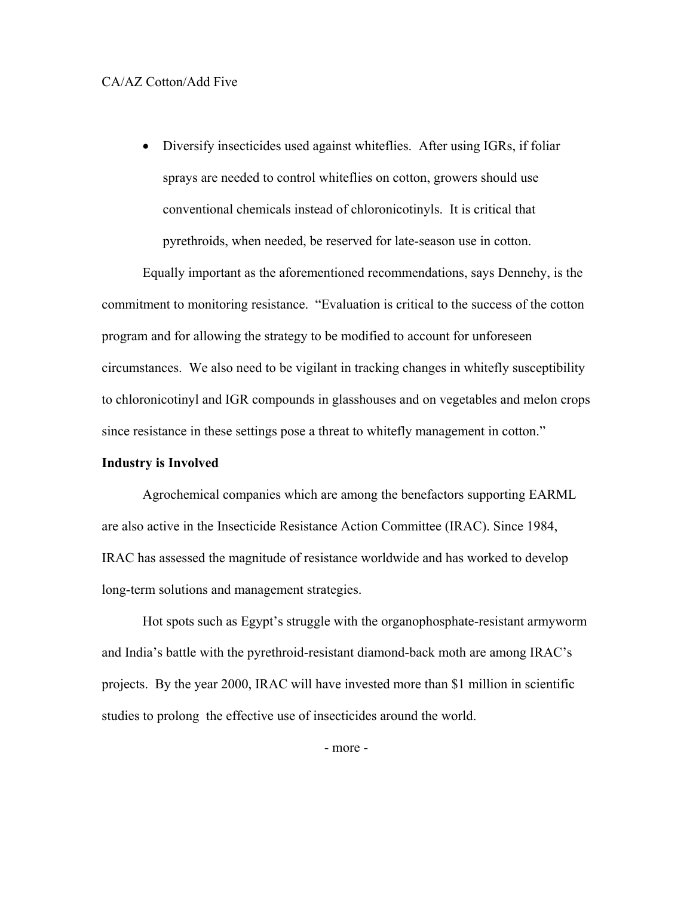- Diversify insecticides used against whiteflies. After using IGRs, if foliar sprays are needed to control whiteflies on cotton, growers should use conventional chemicals instead of chloronicotinyls. It is critical that pyrethroids, when needed, be reserved for late-season use in cotton.

Equally important as the aforementioned recommendations, says Dennehy, is the commitment to monitoring resistance. "Evaluation is critical to the success of the cotton program and for allowing the strategy to be modified to account for unforeseen circumstances. We also need to be vigilant in tracking changes in whitefly susceptibility to chloronicotinyl and IGR compounds in glasshouses and on vegetables and melon crops since resistance in these settings pose a threat to whitefly management in cotton."

**Industry is Involved**

Agrochemical companies which are among the benefactors supporting EARML are also active in the Insecticide Resistance Action Committee (IRAC). Since 1984, IRAC has assessed the magnitude of resistance worldwide and has worked to develop long-term solutions and management strategies.

Hot spots such as Egypt's struggle with the organophosphate-resistant armyworm and India's battle with the pyrethroid-resistant diamond-back moth are among IRAC's projects. By the year 2000, IRAC will have invested more than $1 million in scientific studies to prolong the effective use of insecticides around the world.

- more -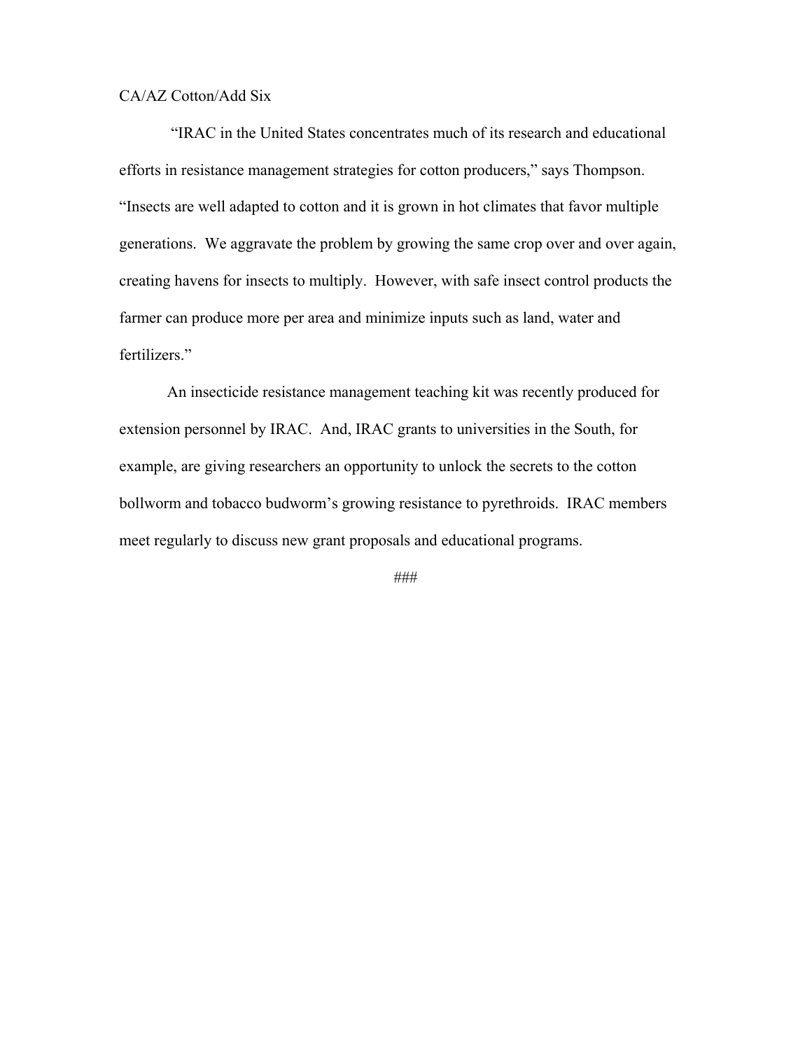CA/AZ Cotton/Add Six

"IRAC in the United States concentrates much of its research and educational efforts in resistance management strategies for cotton producers," says Thompson. "Insects are well adapted to cotton and it is grown in hot climates that favor multiple generations. We aggravate the problem by growing the same crop over and over again, creating havens for insects to multiply. However, with safe insect control products the farmer can produce more per area and minimize inputs such as land, water and fertilizers."

An insecticide resistance management teaching kit was recently produced for extension personnel by IRAC. And, IRAC grants to universities in the South, for example, are giving researchers an opportunity to unlock the secrets to the cotton bollworm and tobacco budworm's growing resistance to pyrethroids. IRAC members meet regularly to discuss new grant proposals and educational programs.

###